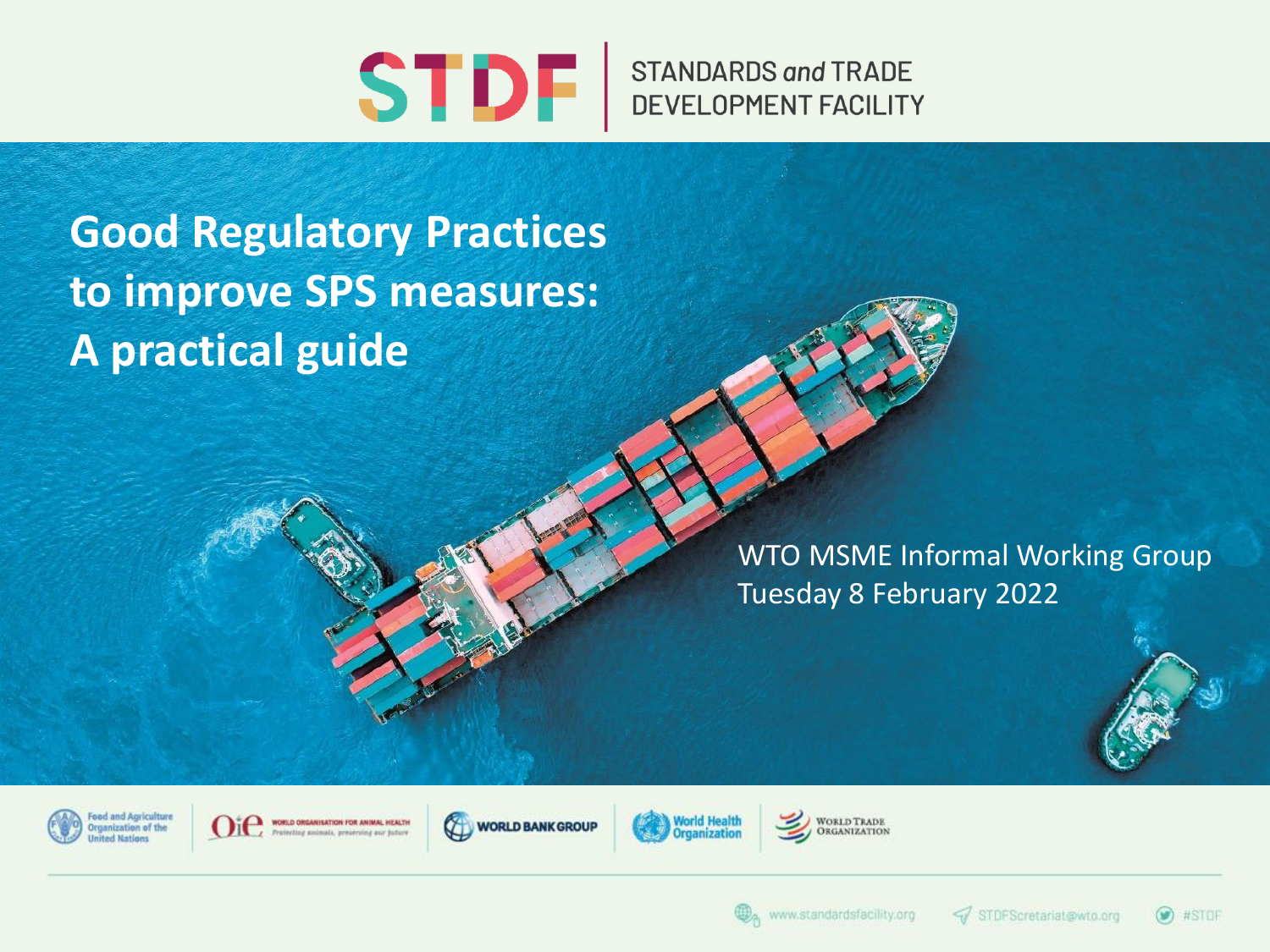STDF | STANDARDS *and* TRADE DEVELOPMENT FACILITY

# Good Regulatory Practices to improve SPS measures: A practical guide

WTO MSME Informal Working Group
Tuesday 8 February 2022

Food and Agriculture Organization of the United Nations | OIE World Organisation for Animal Health – Protecting animals, preserving our future | World Bank Group | World Health Organization | World Trade Organization

www.standardsfacility.org | STDFSecretariat@wto.org | #STDF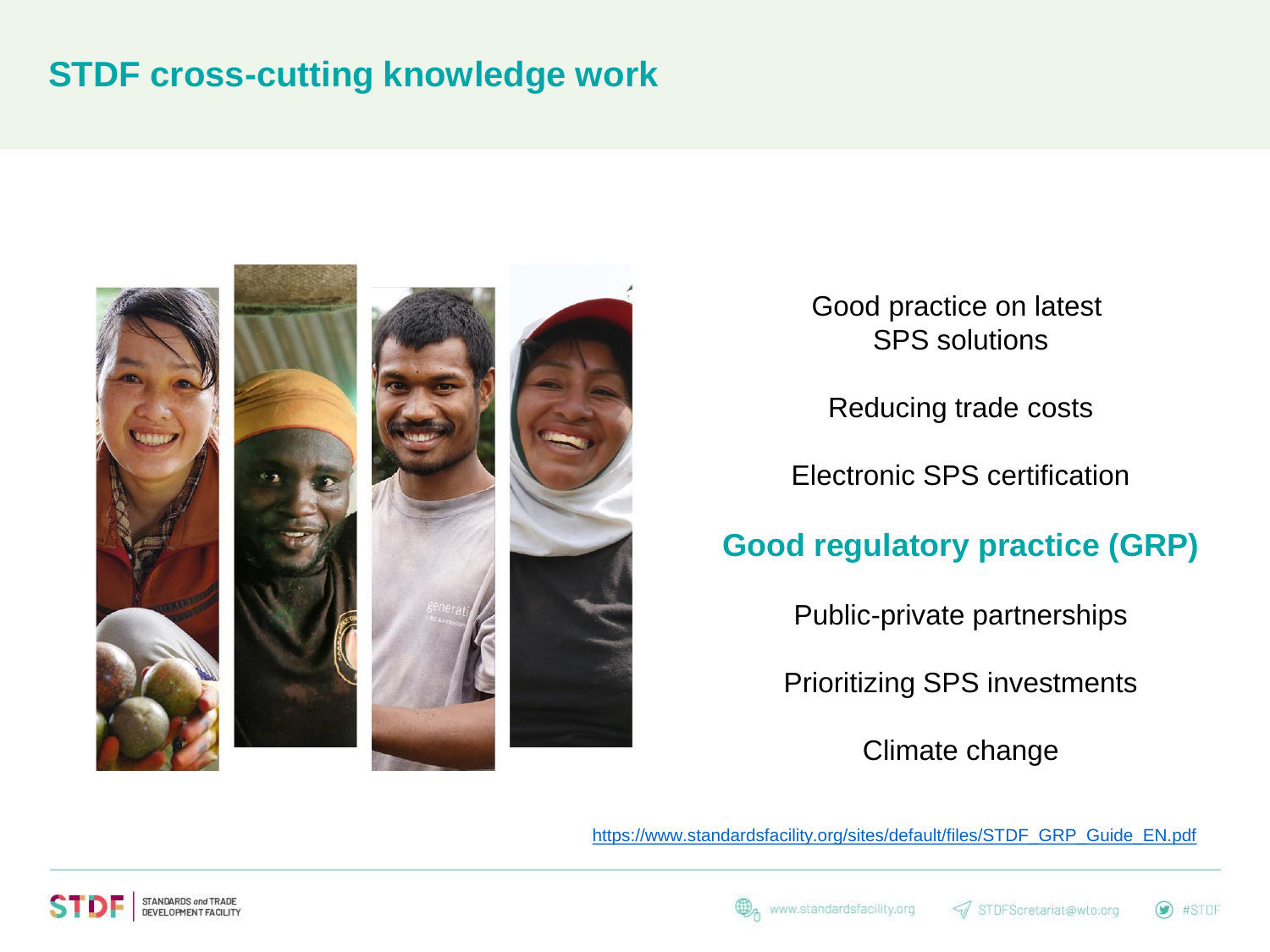# STDF cross-cutting knowledge work

Good practice on latest SPS solutions

Reducing trade costs

Electronic SPS certification

**Good regulatory practice (GRP)**

Public-private partnerships

Prioritizing SPS investments

Climate change

https://www.standardsfacility.org/sites/default/files/STDF_GRP_Guide_EN.pdf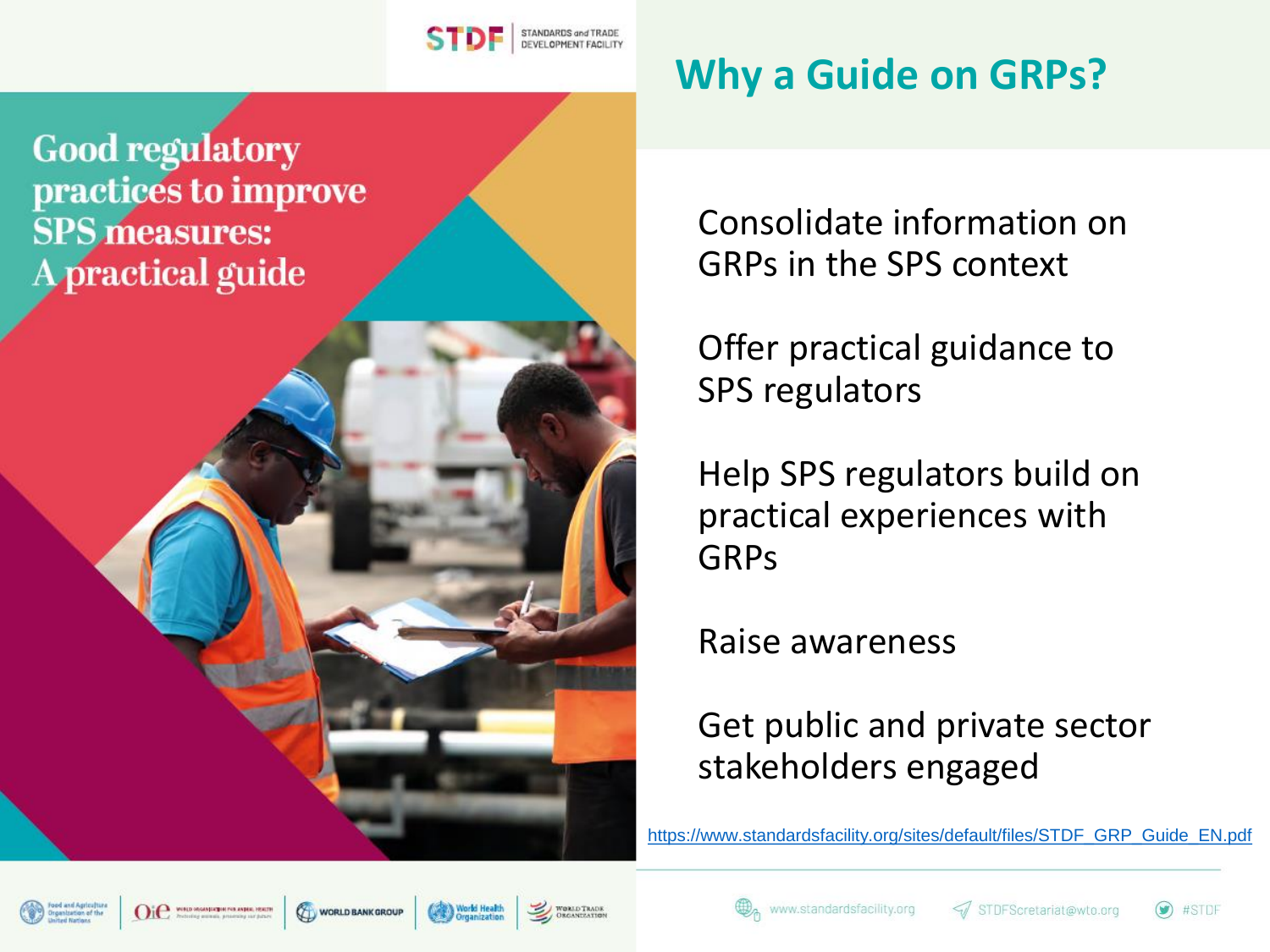# Why a Guide on GRPs?

Good regulatory practices to improve SPS measures: A practical guide

Consolidate information on GRPs in the SPS context

Offer practical guidance to SPS regulators

Help SPS regulators build on practical experiences with GRPs

Raise awareness

Get public and private sector stakeholders engaged

https://www.standardsfacility.org/sites/default/files/STDF_GRP_Guide_EN.pdf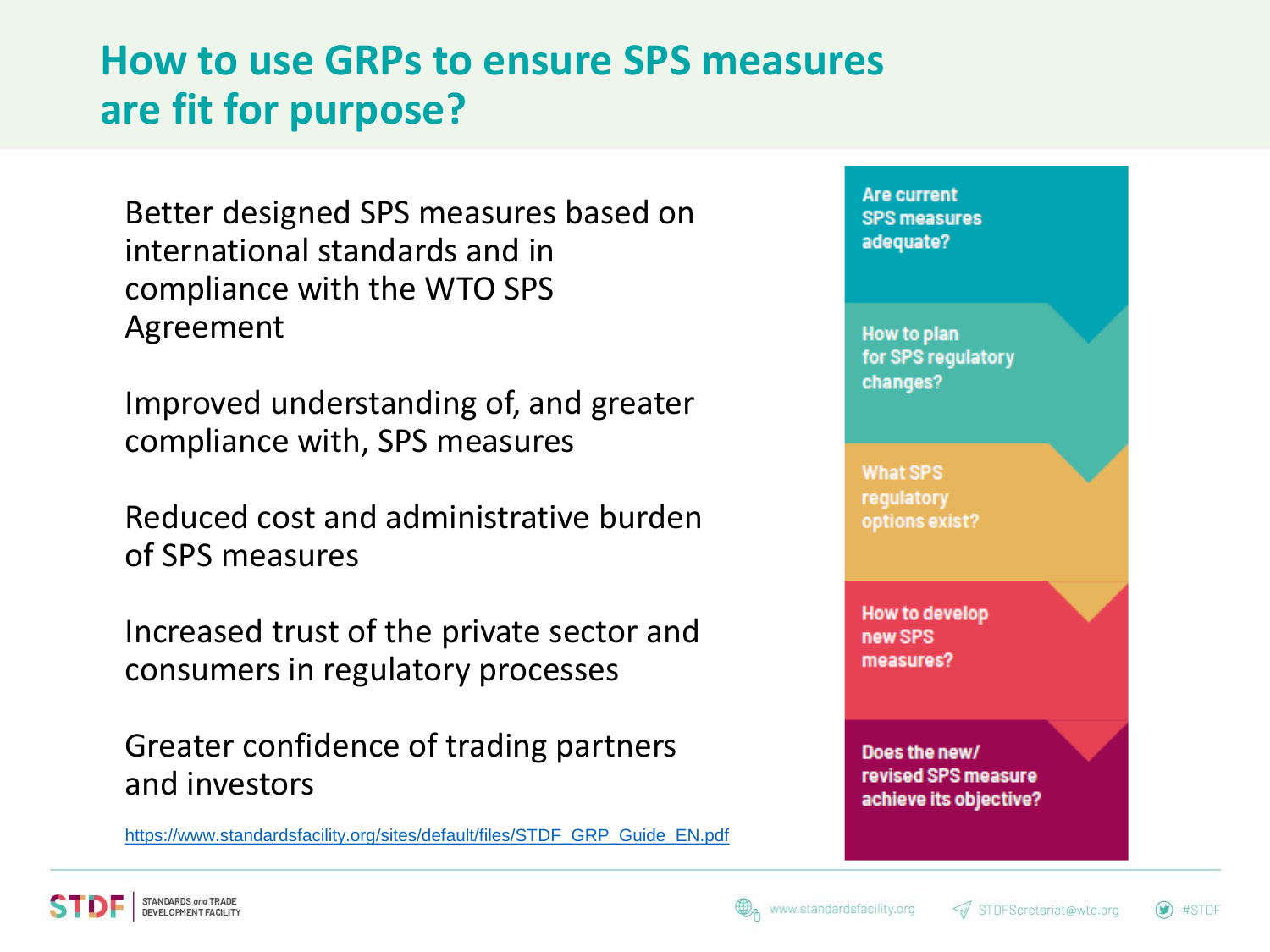# How to use GRPs to ensure SPS measures are fit for purpose?

Better designed SPS measures based on international standards and in compliance with the WTO SPS Agreement

Improved understanding of, and greater compliance with, SPS measures

Reduced cost and administrative burden of SPS measures

Increased trust of the private sector and consumers in regulatory processes

Greater confidence of trading partners and investors

https://www.standardsfacility.org/sites/default/files/STDF_GRP_Guide_EN.pdf

- Are current SPS measures adequate?
- How to plan for SPS regulatory changes?
- What SPS regulatory options exist?
- How to develop new SPS measures?
- Does the new/ revised SPS measure achieve its objective?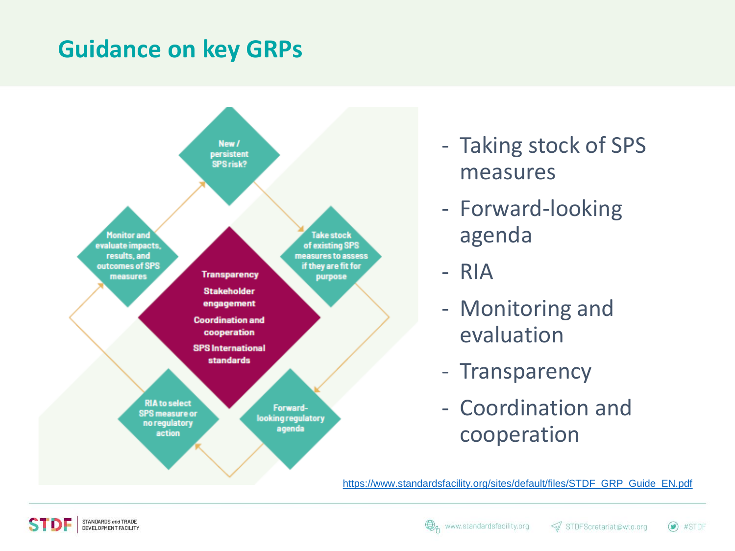## Guidance on key GRPs

New / persistent SPS risk?

Take stock of existing SPS measures to assess if they are fit for purpose

Forward-looking regulatory agenda

RIA to select SPS measure or no regulatory action

Monitor and evaluate impacts, results, and outcomes of SPS measures

Transparency

Stakeholder engagement

Coordination and cooperation

SPS International standards

- Taking stock of SPS measures
- Forward-looking agenda
- RIA
- Monitoring and evaluation
- Transparency
- Coordination and cooperation

https://www.standardsfacility.org/sites/default/files/STDF_GRP_Guide_EN.pdf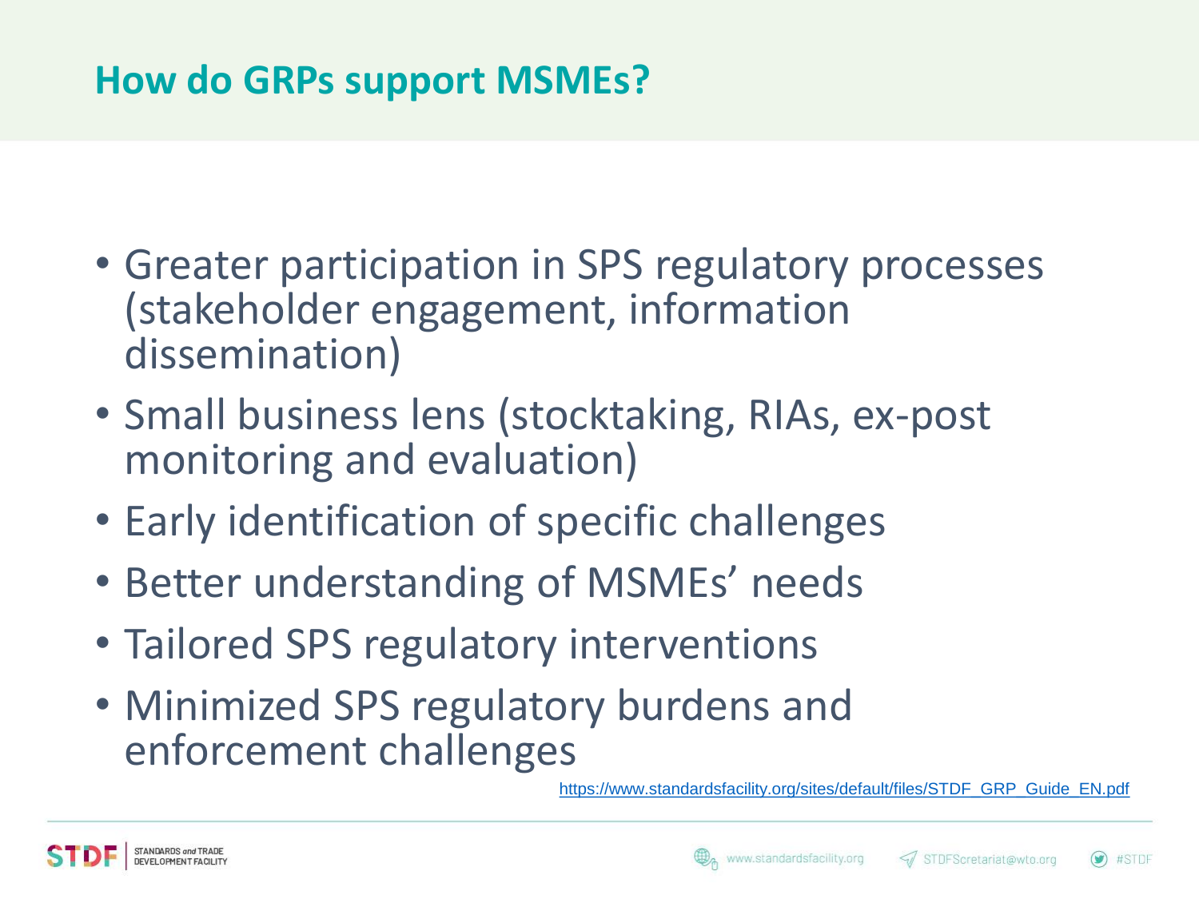## How do GRPs support MSMEs?

- Greater participation in SPS regulatory processes (stakeholder engagement, information dissemination)
- Small business lens (stocktaking, RIAs, ex-post monitoring and evaluation)
- Early identification of specific challenges
- Better understanding of MSMEs' needs
- Tailored SPS regulatory interventions
- Minimized SPS regulatory burdens and enforcement challenges

https://www.standardsfacility.org/sites/default/files/STDF_GRP_Guide_EN.pdf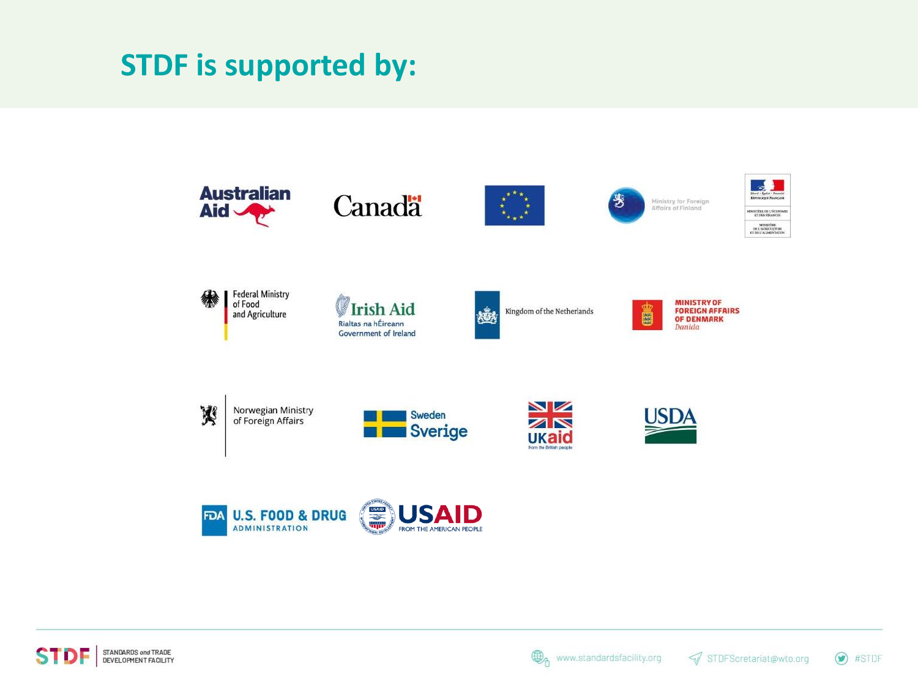# STDF is supported by:

Australian Aid

Canada

Ministry for Foreign Affairs of Finland

Liberté • Égalité • Fraternité
RÉPUBLIQUE FRANÇAISE
MINISTÈRE DE L'ÉCONOMIE ET DES FINANCES
MINISTÈRE DE L'AGRICULTURE ET DE L'ALIMENTATION

Federal Ministry of Food and Agriculture

Irish Aid
Rialtas na hÉireann
Government of Ireland

Kingdom of the Netherlands

MINISTRY OF FOREIGN AFFAIRS OF DENMARK
*Danida*

Norwegian Ministry of Foreign Affairs

Sweden
Sverige

UKaid
from the British people

USDA

FDA U.S. FOOD & DRUG ADMINISTRATION

USAID
FROM THE AMERICAN PEOPLE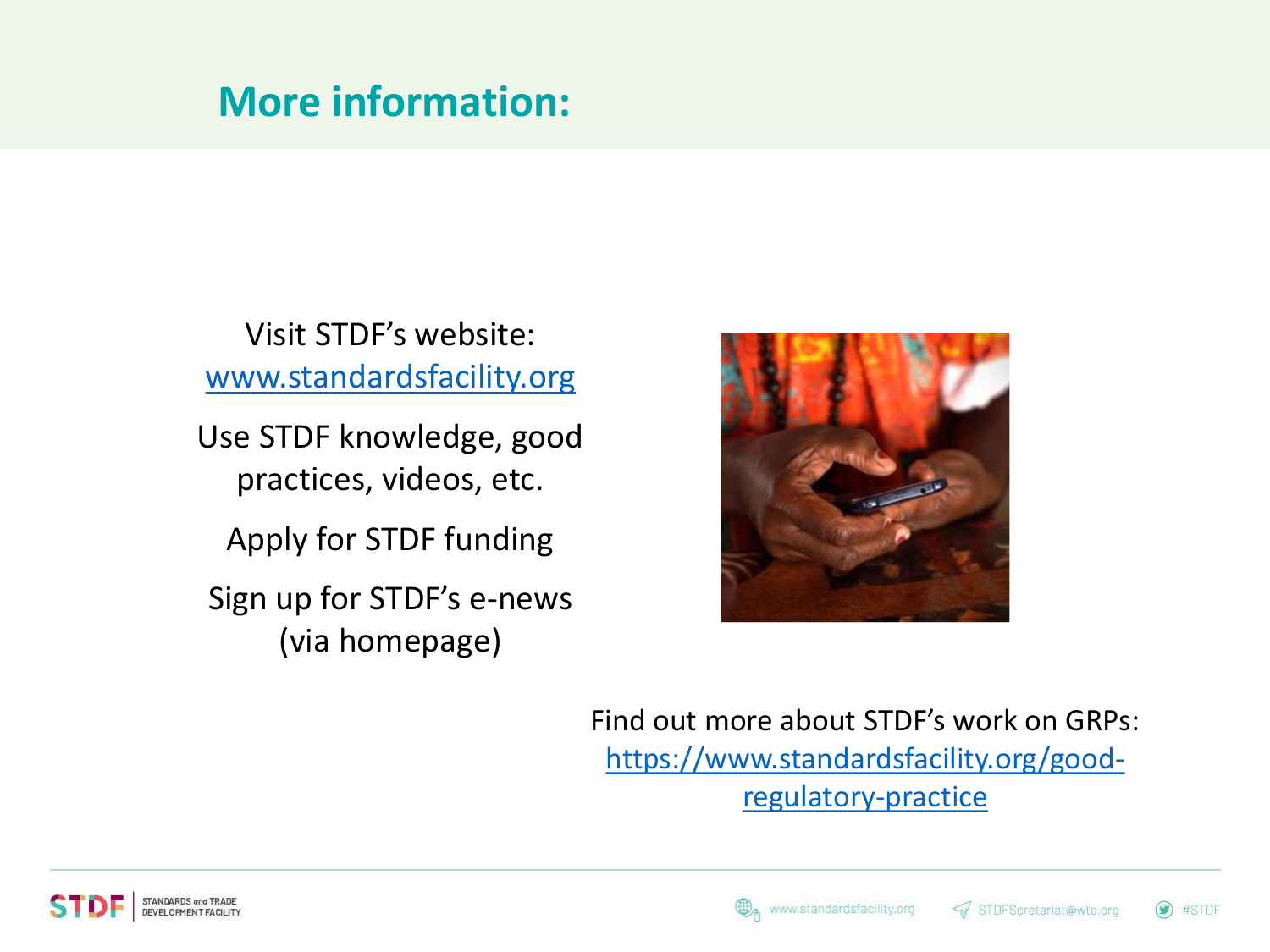## More information:

Visit STDF's website: www.standardsfacility.org

Use STDF knowledge, good practices, videos, etc.

Apply for STDF funding

Sign up for STDF's e-news (via homepage)

Find out more about STDF's work on GRPs: https://www.standardsfacility.org/good-regulatory-practice